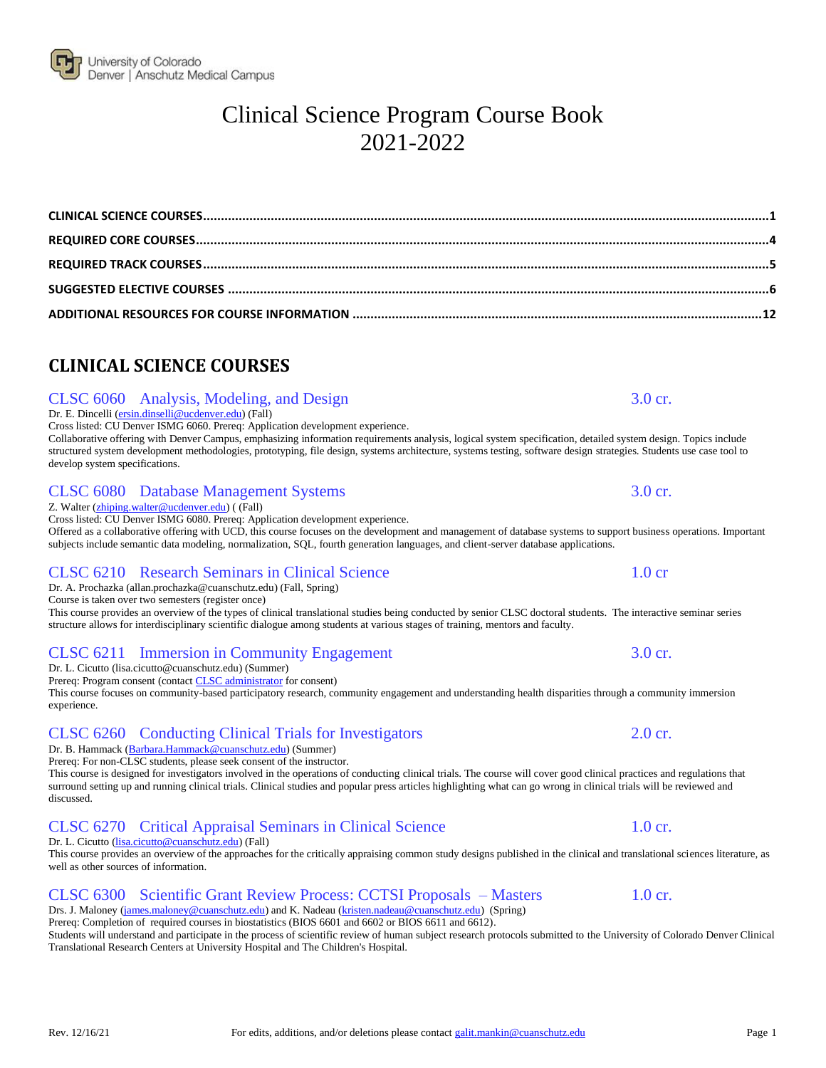University of Colorado Denver | Anschutz Medical Campus

# Clinical Science Program Course Book 2021-2022

**CLINICAL SCIENCE COURSES**......1
**REQUIRED CORE COURSES**......4
**REQUIRED TRACK COURSES**......5
**SUGGESTED ELECTIVE COURSES**......6
**ADDITIONAL RESOURCES FOR COURSE INFORMATION**......12

## CLINICAL SCIENCE COURSES

### CLSC 6060 Analysis, Modeling, and Design — 3.0 cr.

Dr. E. Dincelli (ersin.dinselli@ucdenver.edu) (Fall)
Cross listed: CU Denver ISMG 6060. Prereq: Application development experience.
Collaborative offering with Denver Campus, emphasizing information requirements analysis, logical system specification, detailed system design. Topics include structured system development methodologies, prototyping, file design, systems architecture, systems testing, software design strategies. Students use case tool to develop system specifications.

### CLSC 6080 Database Management Systems — 3.0 cr.

Z. Walter (zhiping.walter@ucdenver.edu) ( (Fall)
Cross listed: CU Denver ISMG 6080. Prereq: Application development experience.
Offered as a collaborative offering with UCD, this course focuses on the development and management of database systems to support business operations. Important subjects include semantic data modeling, normalization, SQL, fourth generation languages, and client-server database applications.

### CLSC 6210 Research Seminars in Clinical Science — 1.0 cr

Dr. A. Prochazka (allan.prochazka@cuanschutz.edu) (Fall, Spring)
Course is taken over two semesters (register once)
This course provides an overview of the types of clinical translational studies being conducted by senior CLSC doctoral students. The interactive seminar series structure allows for interdisciplinary scientific dialogue among students at various stages of training, mentors and faculty.

### CLSC 6211 Immersion in Community Engagement — 3.0 cr.

Dr. L. Cicutto (lisa.cicutto@cuanschutz.edu) (Summer)
Prereq: Program consent (contact CLSC administrator for consent)
This course focuses on community-based participatory research, community engagement and understanding health disparities through a community immersion experience.

### CLSC 6260 Conducting Clinical Trials for Investigators — 2.0 cr.

Dr. B. Hammack (Barbara.Hammack@cuanschutz.edu) (Summer)
Prereq: For non-CLSC students, please seek consent of the instructor.
This course is designed for investigators involved in the operations of conducting clinical trials. The course will cover good clinical practices and regulations that surround setting up and running clinical trials. Clinical studies and popular press articles highlighting what can go wrong in clinical trials will be reviewed and discussed.

### CLSC 6270 Critical Appraisal Seminars in Clinical Science — 1.0 cr.

Dr. L. Cicutto (lisa.cicutto@cuanschutz.edu) (Fall)
This course provides an overview of the approaches for the critically appraising common study designs published in the clinical and translational sciences literature, as well as other sources of information.

### CLSC 6300 Scientific Grant Review Process: CCTSI Proposals – Masters — 1.0 cr.

Drs. J. Maloney (james.maloney@cuanschutz.edu) and K. Nadeau (kristen.nadeau@cuanschutz.edu) (Spring)
Prereq: Completion of required courses in biostatistics (BIOS 6601 and 6602 or BIOS 6611 and 6612).
Students will understand and participate in the process of scientific review of human subject research protocols submitted to the University of Colorado Denver Clinical Translational Research Centers at University Hospital and The Children's Hospital.

Rev. 12/16/21 — For edits, additions, and/or deletions please contact galit.mankin@cuanschutz.edu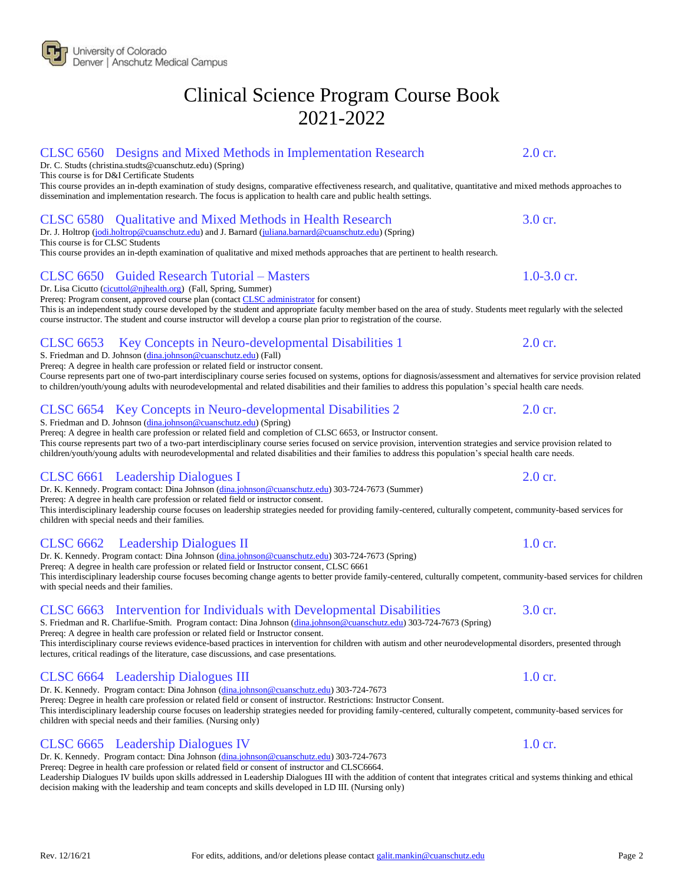University of Colorado Denver | Anschutz Medical Campus

# Clinical Science Program Course Book 2021-2022

## CLSC 6560 Designs and Mixed Methods in Implementation Research — 2.0 cr.

Dr. C. Studts (christina.studts@cuanschutz.edu) (Spring)
This course is for D&I Certificate Students
This course provides an in-depth examination of study designs, comparative effectiveness research, and qualitative, quantitative and mixed methods approaches to dissemination and implementation research. The focus is application to health care and public health settings.

## CLSC 6580 Qualitative and Mixed Methods in Health Research — 3.0 cr.

Dr. J. Holtrop (jodi.holtrop@cuanschutz.edu) and J. Barnard (juliana.barnard@cuanschutz.edu) (Spring)
This course is for CLSC Students
This course provides an in-depth examination of qualitative and mixed methods approaches that are pertinent to health research.

## CLSC 6650 Guided Research Tutorial – Masters — 1.0-3.0 cr.

Dr. Lisa Cicutto (cicuttol@njhealth.org) (Fall, Spring, Summer)
Prereq: Program consent, approved course plan (contact CLSC administrator for consent)
This is an independent study course developed by the student and appropriate faculty member based on the area of study. Students meet regularly with the selected course instructor. The student and course instructor will develop a course plan prior to registration of the course.

## CLSC 6653 Key Concepts in Neuro-developmental Disabilities 1 — 2.0 cr.

S. Friedman and D. Johnson (dina.johnson@cuanschutz.edu) (Fall)
Prereq: A degree in health care profession or related field or instructor consent.
Course represents part one of two-part interdisciplinary course series focused on systems, options for diagnosis/assessment and alternatives for service provision related to children/youth/young adults with neurodevelopmental and related disabilities and their families to address this population's special health care needs.

## CLSC 6654 Key Concepts in Neuro-developmental Disabilities 2 — 2.0 cr.

S. Friedman and D. Johnson (dina.johnson@cuanschutz.edu) (Spring)
Prereq: A degree in health care profession or related field and completion of CLSC 6653, or Instructor consent.
This course represents part two of a two-part interdisciplinary course series focused on service provision, intervention strategies and service provision related to children/youth/young adults with neurodevelopmental and related disabilities and their families to address this population's special health care needs.

## CLSC 6661 Leadership Dialogues I — 2.0 cr.

Dr. K. Kennedy. Program contact: Dina Johnson (dina.johnson@cuanschutz.edu) 303-724-7673 (Summer)
Prereq: A degree in health care profession or related field or instructor consent.
This interdisciplinary leadership course focuses on leadership strategies needed for providing family-centered, culturally competent, community-based services for children with special needs and their families.

## CLSC 6662 Leadership Dialogues II — 1.0 cr.

Dr. K. Kennedy. Program contact: Dina Johnson (dina.johnson@cuanschutz.edu) 303-724-7673 (Spring)
Prereq: A degree in health care profession or related field or Instructor consent, CLSC 6661
This interdisciplinary leadership course focuses becoming change agents to better provide family-centered, culturally competent, community-based services for children with special needs and their families.

## CLSC 6663 Intervention for Individuals with Developmental Disabilities — 3.0 cr.

S. Friedman and R. Charlifue-Smith. Program contact: Dina Johnson (dina.johnson@cuanschutz.edu) 303-724-7673 (Spring)
Prereq: A degree in health care profession or related field or Instructor consent.
This interdisciplinary course reviews evidence-based practices in intervention for children with autism and other neurodevelopmental disorders, presented through lectures, critical readings of the literature, case discussions, and case presentations.

## CLSC 6664 Leadership Dialogues III — 1.0 cr.

Dr. K. Kennedy. Program contact: Dina Johnson (dina.johnson@cuanschutz.edu) 303-724-7673
Prereq: Degree in health care profession or related field or consent of instructor. Restrictions: Instructor Consent.
This interdisciplinary leadership course focuses on leadership strategies needed for providing family-centered, culturally competent, community-based services for children with special needs and their families. (Nursing only)

## CLSC 6665 Leadership Dialogues IV — 1.0 cr.

Dr. K. Kennedy. Program contact: Dina Johnson (dina.johnson@cuanschutz.edu) 303-724-7673
Prereq: Degree in health care profession or related field or consent of instructor and CLSC6664.
Leadership Dialogues IV builds upon skills addressed in Leadership Dialogues III with the addition of content that integrates critical and systems thinking and ethical decision making with the leadership and team concepts and skills developed in LD III. (Nursing only)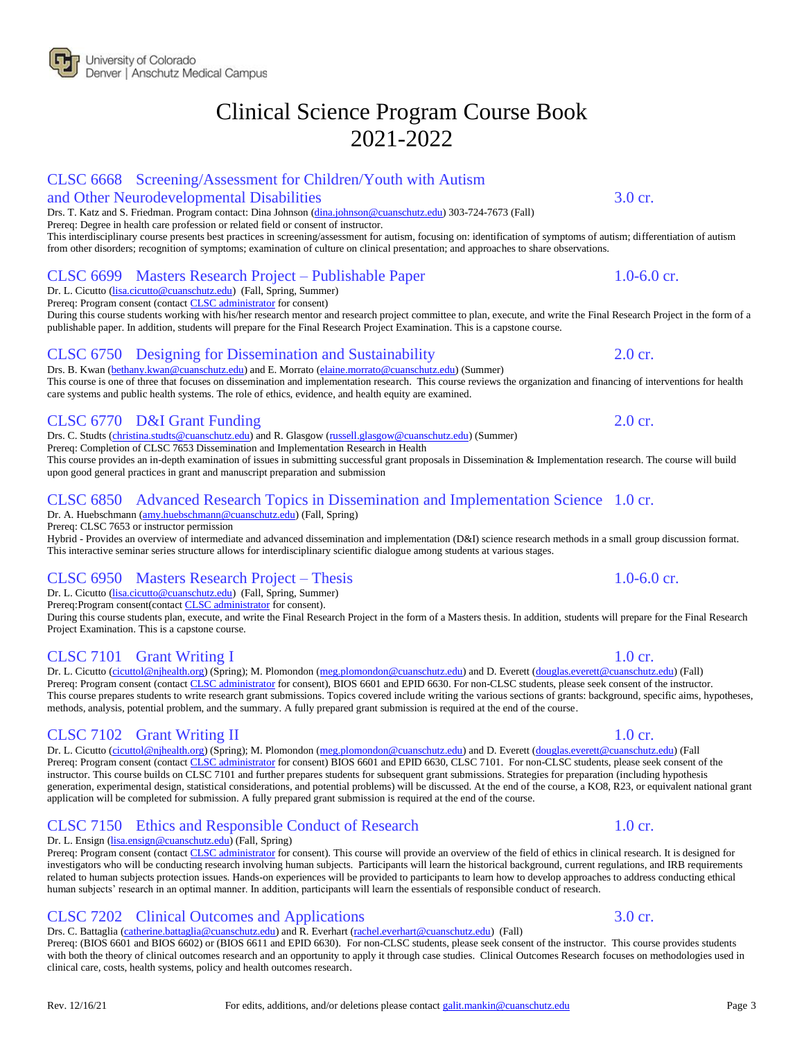# Clinical Science Program Course Book 2021-2022

## CLSC 6668 Screening/Assessment for Children/Youth with Autism and Other Neurodevelopmental Disabilities — 3.0 cr.

Drs. T. Katz and S. Friedman. Program contact: Dina Johnson (dina.johnson@cuanschutz.edu) 303-724-7673 (Fall)
Prereq: Degree in health care profession or related field or consent of instructor.
This interdisciplinary course presents best practices in screening/assessment for autism, focusing on: identification of symptoms of autism; differentiation of autism from other disorders; recognition of symptoms; examination of culture on clinical presentation; and approaches to share observations.

## CLSC 6699 Masters Research Project – Publishable Paper — 1.0-6.0 cr.

Dr. L. Cicutto (lisa.cicutto@cuanschutz.edu) (Fall, Spring, Summer)
Prereq: Program consent (contact CLSC administrator for consent)
During this course students working with his/her research mentor and research project committee to plan, execute, and write the Final Research Project in the form of a publishable paper. In addition, students will prepare for the Final Research Project Examination. This is a capstone course.

## CLSC 6750 Designing for Dissemination and Sustainability — 2.0 cr.

Drs. B. Kwan (bethany.kwan@cuanschutz.edu) and E. Morrato (elaine.morrato@cuanschutz.edu) (Summer)
This course is one of three that focuses on dissemination and implementation research. This course reviews the organization and financing of interventions for health care systems and public health systems. The role of ethics, evidence, and health equity are examined.

## CLSC 6770 D&I Grant Funding — 2.0 cr.

Drs. C. Studts (christina.studts@cuanschutz.edu) and R. Glasgow (russell.glasgow@cuanschutz.edu) (Summer)
Prereq: Completion of CLSC 7653 Dissemination and Implementation Research in Health
This course provides an in-depth examination of issues in submitting successful grant proposals in Dissemination & Implementation research. The course will build upon good general practices in grant and manuscript preparation and submission

## CLSC 6850 Advanced Research Topics in Dissemination and Implementation Science — 1.0 cr.

Dr. A. Huebschmann (amy.huebschmann@cuanschutz.edu) (Fall, Spring)
Prereq: CLSC 7653 or instructor permission
Hybrid - Provides an overview of intermediate and advanced dissemination and implementation (D&I) science research methods in a small group discussion format. This interactive seminar series structure allows for interdisciplinary scientific dialogue among students at various stages.

## CLSC 6950 Masters Research Project – Thesis — 1.0-6.0 cr.

Dr. L. Cicutto (lisa.cicutto@cuanschutz.edu) (Fall, Spring, Summer)
Prereq:Program consent(contact CLSC administrator for consent).
During this course students plan, execute, and write the Final Research Project in the form of a Masters thesis. In addition, students will prepare for the Final Research Project Examination. This is a capstone course.

## CLSC 7101 Grant Writing I — 1.0 cr.

Dr. L. Cicutto (cicuttol@njhealth.org) (Spring); M. Plomondon (meg.plomondon@cuanschutz.edu) and D. Everett (douglas.everett@cuanschutz.edu) (Fall)
Prereq: Program consent (contact CLSC administrator for consent), BIOS 6601 and EPID 6630. For non-CLSC students, please seek consent of the instructor.
This course prepares students to write research grant submissions. Topics covered include writing the various sections of grants: background, specific aims, hypotheses, methods, analysis, potential problem, and the summary. A fully prepared grant submission is required at the end of the course.

## CLSC 7102 Grant Writing II — 1.0 cr.

Dr. L. Cicutto (cicuttol@njhealth.org) (Spring); M. Plomondon (meg.plomondon@cuanschutz.edu) and D. Everett (douglas.everett@cuanschutz.edu) (Fall
Prereq: Program consent (contact CLSC administrator for consent) BIOS 6601 and EPID 6630, CLSC 7101. For non-CLSC students, please seek consent of the instructor. This course builds on CLSC 7101 and further prepares students for subsequent grant submissions. Strategies for preparation (including hypothesis generation, experimental design, statistical considerations, and potential problems) will be discussed. At the end of the course, a KO8, R23, or equivalent national grant application will be completed for submission. A fully prepared grant submission is required at the end of the course.

## CLSC 7150 Ethics and Responsible Conduct of Research — 1.0 cr.

Dr. L. Ensign (lisa.ensign@cuanschutz.edu) (Fall, Spring)
Prereq: Program consent (contact CLSC administrator for consent). This course will provide an overview of the field of ethics in clinical research. It is designed for investigators who will be conducting research involving human subjects. Participants will learn the historical background, current regulations, and IRB requirements related to human subjects protection issues. Hands-on experiences will be provided to participants to learn how to develop approaches to address conducting ethical human subjects' research in an optimal manner. In addition, participants will learn the essentials of responsible conduct of research.

## CLSC 7202 Clinical Outcomes and Applications — 3.0 cr.

Drs. C. Battaglia (catherine.battaglia@cuanschutz.edu) and R. Everhart (rachel.everhart@cuanschutz.edu) (Fall)
Prereq: (BIOS 6601 and BIOS 6602) or (BIOS 6611 and EPID 6630). For non-CLSC students, please seek consent of the instructor. This course provides students with both the theory of clinical outcomes research and an opportunity to apply it through case studies. Clinical Outcomes Research focuses on methodologies used in clinical care, costs, health systems, policy and health outcomes research.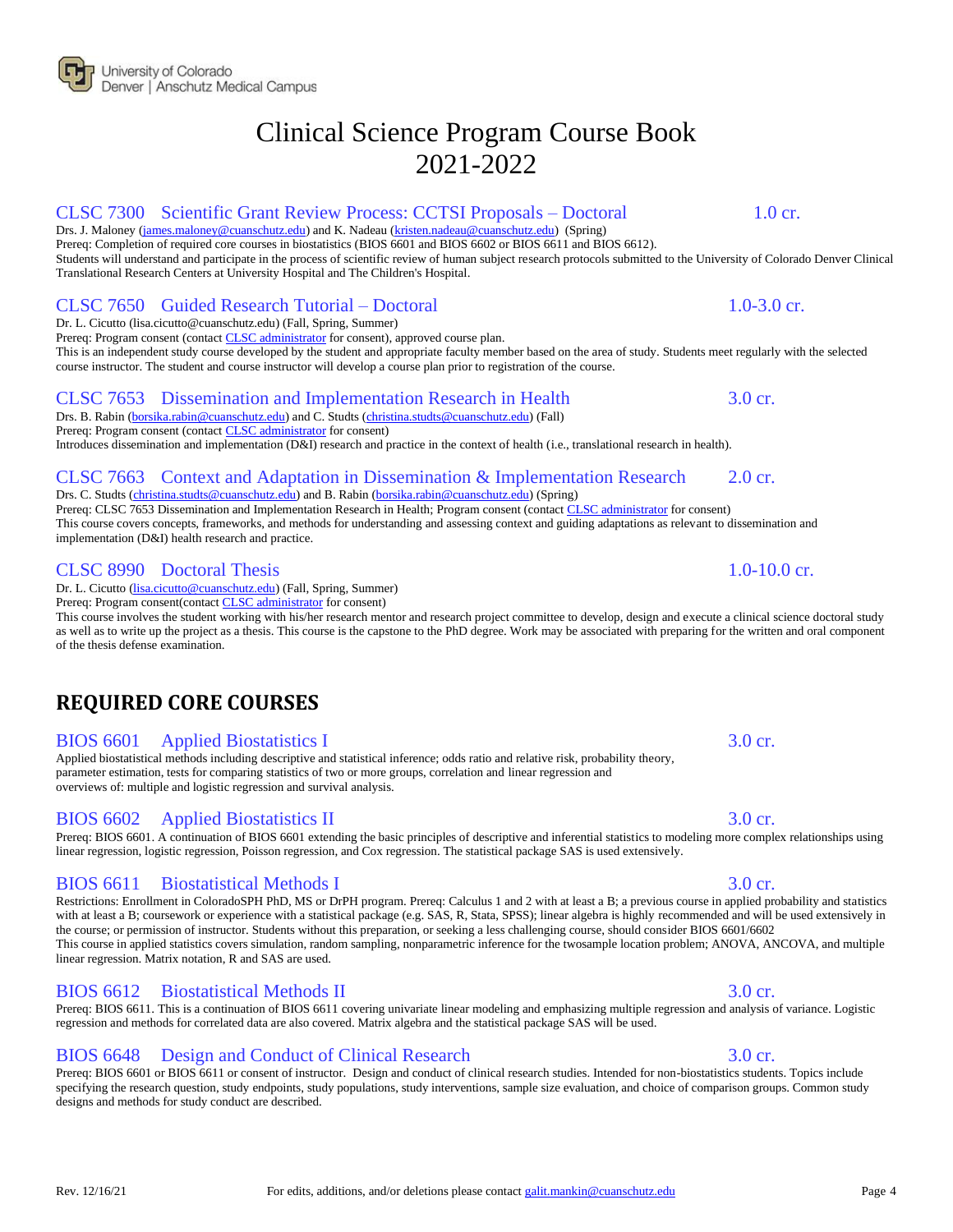Clinical Science Program Course Book
2021-2022

### CLSC 7300 Scientific Grant Review Process: CCTSI Proposals – Doctoral 1.0 cr.

Drs. J. Maloney (james.maloney@cuanschutz.edu) and K. Nadeau (kristen.nadeau@cuanschutz.edu) (Spring)
Prereq: Completion of required core courses in biostatistics (BIOS 6601 and BIOS 6602 or BIOS 6611 and BIOS 6612).
Students will understand and participate in the process of scientific review of human subject research protocols submitted to the University of Colorado Denver Clinical Translational Research Centers at University Hospital and The Children's Hospital.

### CLSC 7650 Guided Research Tutorial – Doctoral 1.0-3.0 cr.

Dr. L. Cicutto (lisa.cicutto@cuanschutz.edu) (Fall, Spring, Summer)
Prereq: Program consent (contact CLSC administrator for consent), approved course plan.
This is an independent study course developed by the student and appropriate faculty member based on the area of study. Students meet regularly with the selected course instructor. The student and course instructor will develop a course plan prior to registration of the course.

### CLSC 7653 Dissemination and Implementation Research in Health 3.0 cr.

Drs. B. Rabin (borsika.rabin@cuanschutz.edu) and C. Studts (christina.studts@cuanschutz.edu) (Fall)
Prereq: Program consent (contact CLSC administrator for consent)
Introduces dissemination and implementation (D&I) research and practice in the context of health (i.e., translational research in health).

### CLSC 7663 Context and Adaptation in Dissemination & Implementation Research 2.0 cr.

Drs. C. Studts (christina.studts@cuanschutz.edu) and B. Rabin (borsika.rabin@cuanschutz.edu) (Spring)
Prereq: CLSC 7653 Dissemination and Implementation Research in Health; Program consent (contact CLSC administrator for consent)
This course covers concepts, frameworks, and methods for understanding and assessing context and guiding adaptations as relevant to dissemination and implementation (D&I) health research and practice.

### CLSC 8990 Doctoral Thesis 1.0-10.0 cr.

Dr. L. Cicutto (lisa.cicutto@cuanschutz.edu) (Fall, Spring, Summer)
Prereq: Program consent(contact CLSC administrator for consent)
This course involves the student working with his/her research mentor and research project committee to develop, design and execute a clinical science doctoral study as well as to write up the project as a thesis. This course is the capstone to the PhD degree. Work may be associated with preparing for the written and oral component of the thesis defense examination.

## REQUIRED CORE COURSES

### BIOS 6601 Applied Biostatistics I 3.0 cr.

Applied biostatistical methods including descriptive and statistical inference; odds ratio and relative risk, probability theory, parameter estimation, tests for comparing statistics of two or more groups, correlation and linear regression and overviews of: multiple and logistic regression and survival analysis.

### BIOS 6602 Applied Biostatistics II 3.0 cr.

Prereq: BIOS 6601. A continuation of BIOS 6601 extending the basic principles of descriptive and inferential statistics to modeling more complex relationships using linear regression, logistic regression, Poisson regression, and Cox regression. The statistical package SAS is used extensively.

### BIOS 6611 Biostatistical Methods I 3.0 cr.

Restrictions: Enrollment in ColoradoSPH PhD, MS or DrPH program. Prereq: Calculus 1 and 2 with at least a B; a previous course in applied probability and statistics with at least a B; coursework or experience with a statistical package (e.g. SAS, R, Stata, SPSS); linear algebra is highly recommended and will be used extensively in the course; or permission of instructor. Students without this preparation, or seeking a less challenging course, should consider BIOS 6601/6602
This course in applied statistics covers simulation, random sampling, nonparametric inference for the twosample location problem; ANOVA, ANCOVA, and multiple linear regression. Matrix notation, R and SAS are used.

### BIOS 6612 Biostatistical Methods II 3.0 cr.

Prereq: BIOS 6611. This is a continuation of BIOS 6611 covering univariate linear modeling and emphasizing multiple regression and analysis of variance. Logistic regression and methods for correlated data are also covered. Matrix algebra and the statistical package SAS will be used.

### BIOS 6648 Design and Conduct of Clinical Research 3.0 cr.

Prereq: BIOS 6601 or BIOS 6611 or consent of instructor. Design and conduct of clinical research studies. Intended for non-biostatistics students. Topics include specifying the research question, study endpoints, study populations, study interventions, sample size evaluation, and choice of comparison groups. Common study designs and methods for study conduct are described.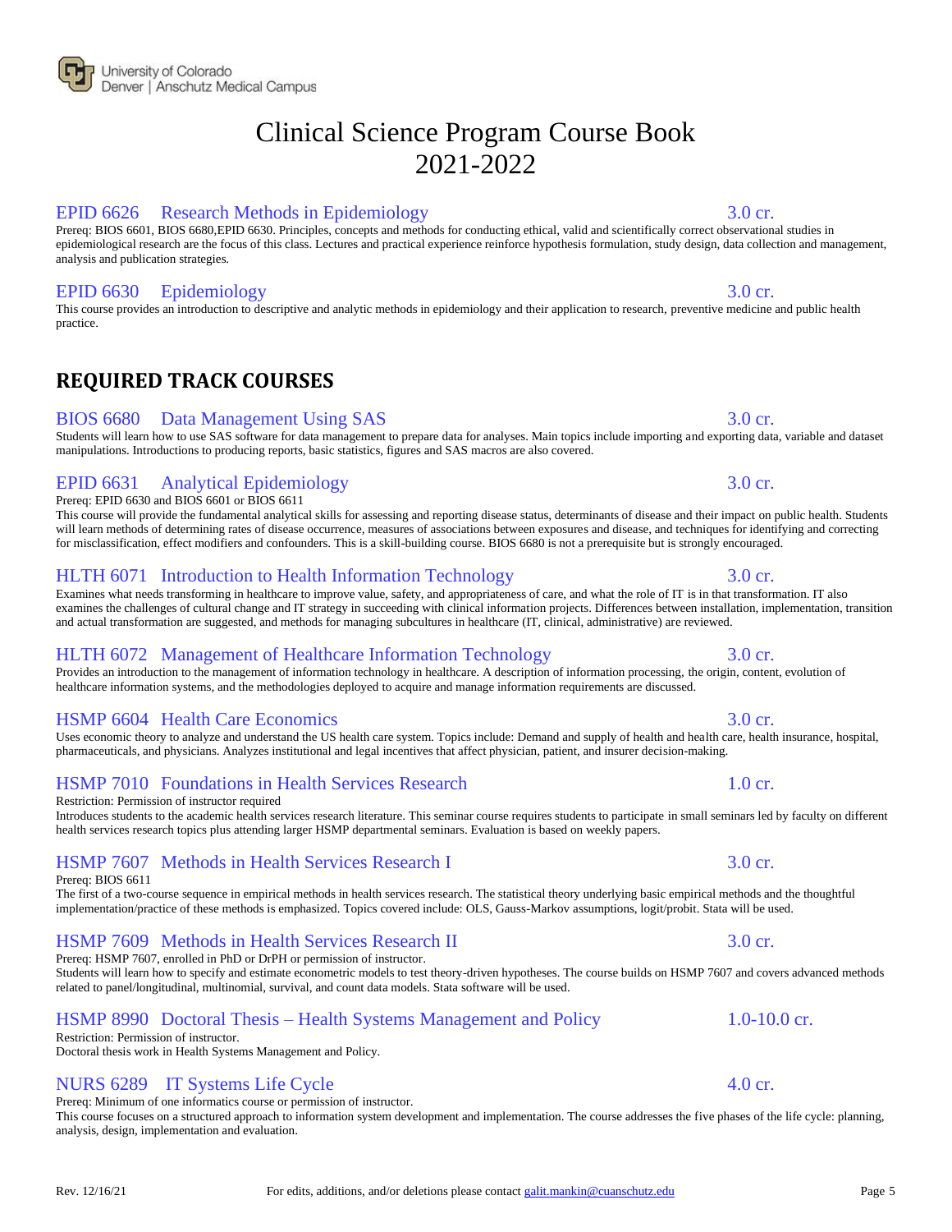# Clinical Science Program Course Book 2021-2022

### EPID 6626 Research Methods in Epidemiology — 3.0 cr.

Prereq: BIOS 6601, BIOS 6680,EPID 6630. Principles, concepts and methods for conducting ethical, valid and scientifically correct observational studies in epidemiological research are the focus of this class. Lectures and practical experience reinforce hypothesis formulation, study design, data collection and management, analysis and publication strategies.

### EPID 6630 Epidemiology — 3.0 cr.

This course provides an introduction to descriptive and analytic methods in epidemiology and their application to research, preventive medicine and public health practice.

## REQUIRED TRACK COURSES

### BIOS 6680 Data Management Using SAS — 3.0 cr.

Students will learn how to use SAS software for data management to prepare data for analyses. Main topics include importing and exporting data, variable and dataset manipulations. Introductions to producing reports, basic statistics, figures and SAS macros are also covered.

### EPID 6631 Analytical Epidemiology — 3.0 cr.

Prereq: EPID 6630 and BIOS 6601 or BIOS 6611

This course will provide the fundamental analytical skills for assessing and reporting disease status, determinants of disease and their impact on public health. Students will learn methods of determining rates of disease occurrence, measures of associations between exposures and disease, and techniques for identifying and correcting for misclassification, effect modifiers and confounders. This is a skill-building course. BIOS 6680 is not a prerequisite but is strongly encouraged.

### HLTH 6071 Introduction to Health Information Technology — 3.0 cr.

Examines what needs transforming in healthcare to improve value, safety, and appropriateness of care, and what the role of IT is in that transformation. IT also examines the challenges of cultural change and IT strategy in succeeding with clinical information projects. Differences between installation, implementation, transition and actual transformation are suggested, and methods for managing subcultures in healthcare (IT, clinical, administrative) are reviewed.

### HLTH 6072 Management of Healthcare Information Technology — 3.0 cr.

Provides an introduction to the management of information technology in healthcare. A description of information processing, the origin, content, evolution of healthcare information systems, and the methodologies deployed to acquire and manage information requirements are discussed.

### HSMP 6604 Health Care Economics — 3.0 cr.

Uses economic theory to analyze and understand the US health care system. Topics include: Demand and supply of health and health care, health insurance, hospital, pharmaceuticals, and physicians. Analyzes institutional and legal incentives that affect physician, patient, and insurer decision-making.

### HSMP 7010 Foundations in Health Services Research — 1.0 cr.

Restriction: Permission of instructor required

Introduces students to the academic health services research literature. This seminar course requires students to participate in small seminars led by faculty on different health services research topics plus attending larger HSMP departmental seminars. Evaluation is based on weekly papers.

### HSMP 7607 Methods in Health Services Research I — 3.0 cr.

Prereq: BIOS 6611

The first of a two-course sequence in empirical methods in health services research. The statistical theory underlying basic empirical methods and the thoughtful implementation/practice of these methods is emphasized. Topics covered include: OLS, Gauss-Markov assumptions, logit/probit. Stata will be used.

### HSMP 7609 Methods in Health Services Research II — 3.0 cr.

Prereq: HSMP 7607, enrolled in PhD or DrPH or permission of instructor.

Students will learn how to specify and estimate econometric models to test theory-driven hypotheses. The course builds on HSMP 7607 and covers advanced methods related to panel/longitudinal, multinomial, survival, and count data models. Stata software will be used.

### HSMP 8990 Doctoral Thesis – Health Systems Management and Policy — 1.0-10.0 cr.

Restriction: Permission of instructor.

Doctoral thesis work in Health Systems Management and Policy.

### NURS 6289 IT Systems Life Cycle — 4.0 cr.

Prereq: Minimum of one informatics course or permission of instructor.

This course focuses on a structured approach to information system development and implementation. The course addresses the five phases of the life cycle: planning, analysis, design, implementation and evaluation.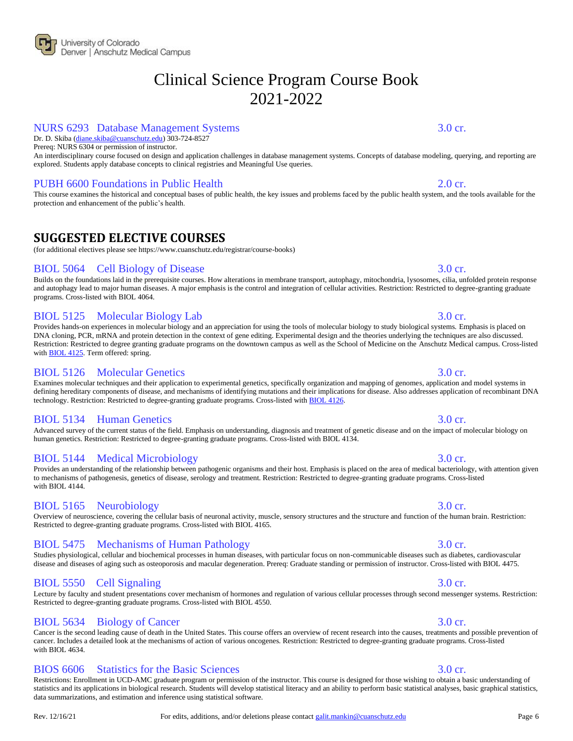# Clinical Science Program Course Book 2021-2022

### NURS 6293 Database Management Systems — 3.0 cr.

Dr. D. Skiba (diane.skiba@cuanschutz.edu) 303-724-8527
Prereq: NURS 6304 or permission of instructor.
An interdisciplinary course focused on design and application challenges in database management systems. Concepts of database modeling, querying, and reporting are explored. Students apply database concepts to clinical registries and Meaningful Use queries.

### PUBH 6600 Foundations in Public Health — 2.0 cr.

This course examines the historical and conceptual bases of public health, the key issues and problems faced by the public health system, and the tools available for the protection and enhancement of the public's health.

## SUGGESTED ELECTIVE COURSES

(for additional electives please see https://www.cuanschutz.edu/registrar/course-books)

### BIOL 5064 Cell Biology of Disease — 3.0 cr.

Builds on the foundations laid in the prerequisite courses. How alterations in membrane transport, autophagy, mitochondria, lysosomes, cilia, unfolded protein response and autophagy lead to major human diseases. A major emphasis is the control and integration of cellular activities. Restriction: Restricted to degree-granting graduate programs. Cross-listed with BIOL 4064.

### BIOL 5125 Molecular Biology Lab — 3.0 cr.

Provides hands-on experiences in molecular biology and an appreciation for using the tools of molecular biology to study biological systems. Emphasis is placed on DNA cloning, PCR, mRNA and protein detection in the context of gene editing. Experimental design and the theories underlying the techniques are also discussed. Restriction: Restricted to degree granting graduate programs on the downtown campus as well as the School of Medicine on the Anschutz Medical campus. Cross-listed with BIOL 4125. Term offered: spring.

### BIOL 5126 Molecular Genetics — 3.0 cr.

Examines molecular techniques and their application to experimental genetics, specifically organization and mapping of genomes, application and model systems in defining hereditary components of disease, and mechanisms of identifying mutations and their implications for disease. Also addresses application of recombinant DNA technology. Restriction: Restricted to degree-granting graduate programs. Cross-listed with BIOL 4126.

### BIOL 5134 Human Genetics — 3.0 cr.

Advanced survey of the current status of the field. Emphasis on understanding, diagnosis and treatment of genetic disease and on the impact of molecular biology on human genetics. Restriction: Restricted to degree-granting graduate programs. Cross-listed with BIOL 4134.

### BIOL 5144 Medical Microbiology — 3.0 cr.

Provides an understanding of the relationship between pathogenic organisms and their host. Emphasis is placed on the area of medical bacteriology, with attention given to mechanisms of pathogenesis, genetics of disease, serology and treatment. Restriction: Restricted to degree-granting graduate programs. Cross-listed with BIOL 4144.

### BIOL 5165 Neurobiology — 3.0 cr.

Overview of neuroscience, covering the cellular basis of neuronal activity, muscle, sensory structures and the structure and function of the human brain. Restriction: Restricted to degree-granting graduate programs. Cross-listed with BIOL 4165.

### BIOL 5475 Mechanisms of Human Pathology — 3.0 cr.

Studies physiological, cellular and biochemical processes in human diseases, with particular focus on non-communicable diseases such as diabetes, cardiovascular disease and diseases of aging such as osteoporosis and macular degeneration. Prereq: Graduate standing or permission of instructor. Cross-listed with BIOL 4475.

### BIOL 5550 Cell Signaling — 3.0 cr.

Lecture by faculty and student presentations cover mechanism of hormones and regulation of various cellular processes through second messenger systems. Restriction: Restricted to degree-granting graduate programs. Cross-listed with BIOL 4550.

### BIOL 5634 Biology of Cancer — 3.0 cr.

Cancer is the second leading cause of death in the United States. This course offers an overview of recent research into the causes, treatments and possible prevention of cancer. Includes a detailed look at the mechanisms of action of various oncogenes. Restriction: Restricted to degree-granting graduate programs. Cross-listed with BIOL 4634.

### BIOS 6606 Statistics for the Basic Sciences — 3.0 cr.

Restrictions: Enrollment in UCD-AMC graduate program or permission of the instructor. This course is designed for those wishing to obtain a basic understanding of statistics and its applications in biological research. Students will develop statistical literacy and an ability to perform basic statistical analyses, basic graphical statistics, data summarizations, and estimation and inference using statistical software.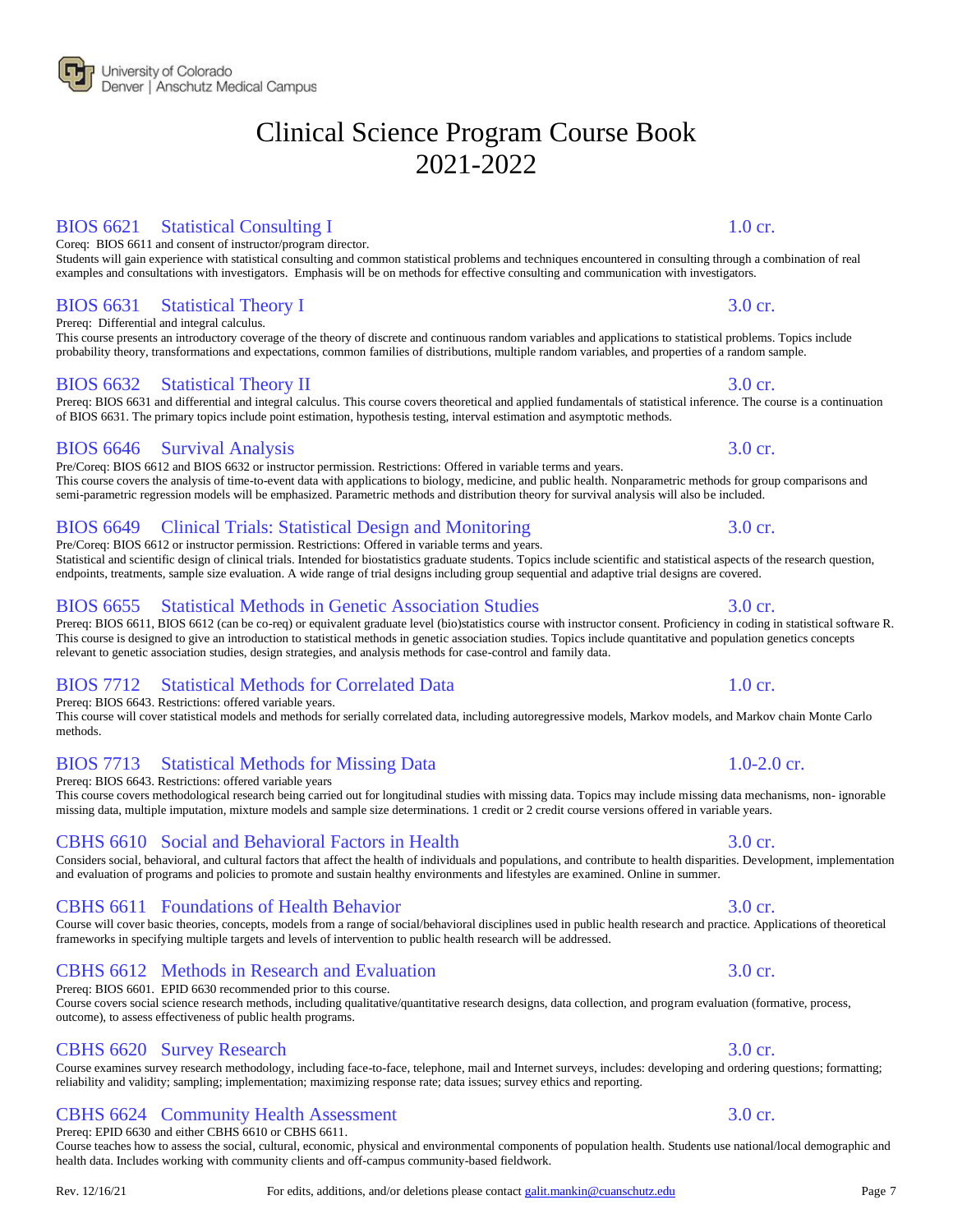# Clinical Science Program Course Book 2021-2022

### BIOS 6621 Statistical Consulting I 1.0 cr.

Coreq: BIOS 6611 and consent of instructor/program director.
Students will gain experience with statistical consulting and common statistical problems and techniques encountered in consulting through a combination of real examples and consultations with investigators. Emphasis will be on methods for effective consulting and communication with investigators.

### BIOS 6631 Statistical Theory I 3.0 cr.

Prereq: Differential and integral calculus.
This course presents an introductory coverage of the theory of discrete and continuous random variables and applications to statistical problems. Topics include probability theory, transformations and expectations, common families of distributions, multiple random variables, and properties of a random sample.

### BIOS 6632 Statistical Theory II 3.0 cr.

Prereq: BIOS 6631 and differential and integral calculus. This course covers theoretical and applied fundamentals of statistical inference. The course is a continuation of BIOS 6631. The primary topics include point estimation, hypothesis testing, interval estimation and asymptotic methods.

### BIOS 6646 Survival Analysis 3.0 cr.

Pre/Coreq: BIOS 6612 and BIOS 6632 or instructor permission. Restrictions: Offered in variable terms and years.
This course covers the analysis of time-to-event data with applications to biology, medicine, and public health. Nonparametric methods for group comparisons and semi-parametric regression models will be emphasized. Parametric methods and distribution theory for survival analysis will also be included.

### BIOS 6649 Clinical Trials: Statistical Design and Monitoring 3.0 cr.

Pre/Coreq: BIOS 6612 or instructor permission. Restrictions: Offered in variable terms and years.
Statistical and scientific design of clinical trials. Intended for biostatistics graduate students. Topics include scientific and statistical aspects of the research question, endpoints, treatments, sample size evaluation. A wide range of trial designs including group sequential and adaptive trial designs are covered.

### BIOS 6655 Statistical Methods in Genetic Association Studies 3.0 cr.

Prereq: BIOS 6611, BIOS 6612 (can be co-req) or equivalent graduate level (bio)statistics course with instructor consent. Proficiency in coding in statistical software R.
This course is designed to give an introduction to statistical methods in genetic association studies. Topics include quantitative and population genetics concepts relevant to genetic association studies, design strategies, and analysis methods for case-control and family data.

### BIOS 7712 Statistical Methods for Correlated Data 1.0 cr.

Prereq: BIOS 6643. Restrictions: offered variable years.
This course will cover statistical models and methods for serially correlated data, including autoregressive models, Markov models, and Markov chain Monte Carlo methods.

### BIOS 7713 Statistical Methods for Missing Data 1.0-2.0 cr.

Prereq: BIOS 6643. Restrictions: offered variable years
This course covers methodological research being carried out for longitudinal studies with missing data. Topics may include missing data mechanisms, non- ignorable missing data, multiple imputation, mixture models and sample size determinations. 1 credit or 2 credit course versions offered in variable years.

### CBHS 6610 Social and Behavioral Factors in Health 3.0 cr.

Considers social, behavioral, and cultural factors that affect the health of individuals and populations, and contribute to health disparities. Development, implementation and evaluation of programs and policies to promote and sustain healthy environments and lifestyles are examined. Online in summer.

### CBHS 6611 Foundations of Health Behavior 3.0 cr.

Course will cover basic theories, concepts, models from a range of social/behavioral disciplines used in public health research and practice. Applications of theoretical frameworks in specifying multiple targets and levels of intervention to public health research will be addressed.

### CBHS 6612 Methods in Research and Evaluation 3.0 cr.

Prereq: BIOS 6601. EPID 6630 recommended prior to this course.
Course covers social science research methods, including qualitative/quantitative research designs, data collection, and program evaluation (formative, process, outcome), to assess effectiveness of public health programs.

### CBHS 6620 Survey Research 3.0 cr.

Course examines survey research methodology, including face-to-face, telephone, mail and Internet surveys, includes: developing and ordering questions; formatting; reliability and validity; sampling; implementation; maximizing response rate; data issues; survey ethics and reporting.

### CBHS 6624 Community Health Assessment 3.0 cr.

Prereq: EPID 6630 and either CBHS 6610 or CBHS 6611.
Course teaches how to assess the social, cultural, economic, physical and environmental components of population health. Students use national/local demographic and health data. Includes working with community clients and off-campus community-based fieldwork.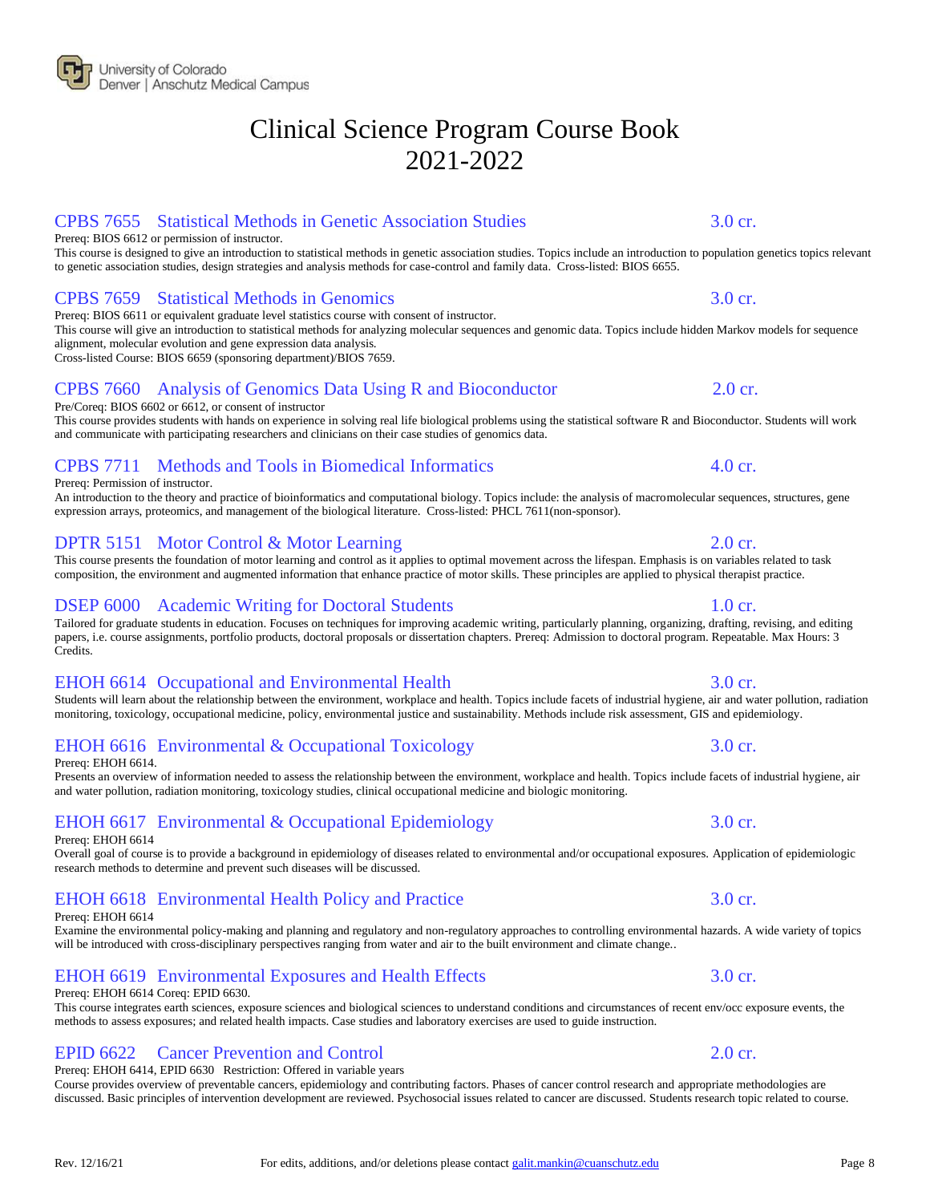## CPBS 7655 Statistical Methods in Genetic Association Studies 3.0 cr.

Prereq: BIOS 6612 or permission of instructor.
This course is designed to give an introduction to statistical methods in genetic association studies. Topics include an introduction to population genetics topics relevant to genetic association studies, design strategies and analysis methods for case-control and family data. Cross-listed: BIOS 6655.

## CPBS 7659 Statistical Methods in Genomics 3.0 cr.

Prereq: BIOS 6611 or equivalent graduate level statistics course with consent of instructor.
This course will give an introduction to statistical methods for analyzing molecular sequences and genomic data. Topics include hidden Markov models for sequence alignment, molecular evolution and gene expression data analysis.
Cross-listed Course: BIOS 6659 (sponsoring department)/BIOS 7659.

## CPBS 7660 Analysis of Genomics Data Using R and Bioconductor 2.0 cr.

Pre/Coreq: BIOS 6602 or 6612, or consent of instructor
This course provides students with hands on experience in solving real life biological problems using the statistical software R and Bioconductor. Students will work and communicate with participating researchers and clinicians on their case studies of genomics data.

## CPBS 7711 Methods and Tools in Biomedical Informatics 4.0 cr.

Prereq: Permission of instructor.
An introduction to the theory and practice of bioinformatics and computational biology. Topics include: the analysis of macromolecular sequences, structures, gene expression arrays, proteomics, and management of the biological literature. Cross-listed: PHCL 7611(non-sponsor).

## DPTR 5151 Motor Control & Motor Learning 2.0 cr.

This course presents the foundation of motor learning and control as it applies to optimal movement across the lifespan. Emphasis is on variables related to task composition, the environment and augmented information that enhance practice of motor skills. These principles are applied to physical therapist practice.

## DSEP 6000 Academic Writing for Doctoral Students 1.0 cr.

Tailored for graduate students in education. Focuses on techniques for improving academic writing, particularly planning, organizing, drafting, revising, and editing papers, i.e. course assignments, portfolio products, doctoral proposals or dissertation chapters. Prereq: Admission to doctoral program. Repeatable. Max Hours: 3 Credits.

## EHOH 6614 Occupational and Environmental Health 3.0 cr.

Students will learn about the relationship between the environment, workplace and health. Topics include facets of industrial hygiene, air and water pollution, radiation monitoring, toxicology, occupational medicine, policy, environmental justice and sustainability. Methods include risk assessment, GIS and epidemiology.

## EHOH 6616 Environmental & Occupational Toxicology 3.0 cr.

Prereq: EHOH 6614.
Presents an overview of information needed to assess the relationship between the environment, workplace and health. Topics include facets of industrial hygiene, air and water pollution, radiation monitoring, toxicology studies, clinical occupational medicine and biologic monitoring.

## EHOH 6617 Environmental & Occupational Epidemiology 3.0 cr.

Prereq: EHOH 6614
Overall goal of course is to provide a background in epidemiology of diseases related to environmental and/or occupational exposures. Application of epidemiologic research methods to determine and prevent such diseases will be discussed.

## EHOH 6618 Environmental Health Policy and Practice 3.0 cr.

Prereq: EHOH 6614
Examine the environmental policy-making and planning and regulatory and non-regulatory approaches to controlling environmental hazards. A wide variety of topics will be introduced with cross-disciplinary perspectives ranging from water and air to the built environment and climate change..

## EHOH 6619 Environmental Exposures and Health Effects 3.0 cr.

Prereq: EHOH 6614 Coreq: EPID 6630.
This course integrates earth sciences, exposure sciences and biological sciences to understand conditions and circumstances of recent env/occ exposure events, the methods to assess exposures; and related health impacts. Case studies and laboratory exercises are used to guide instruction.

## EPID 6622 Cancer Prevention and Control 2.0 cr.

Prereq: EHOH 6414, EPID 6630 Restriction: Offered in variable years
Course provides overview of preventable cancers, epidemiology and contributing factors. Phases of cancer control research and appropriate methodologies are discussed. Basic principles of intervention development are reviewed. Psychosocial issues related to cancer are discussed. Students research topic related to course.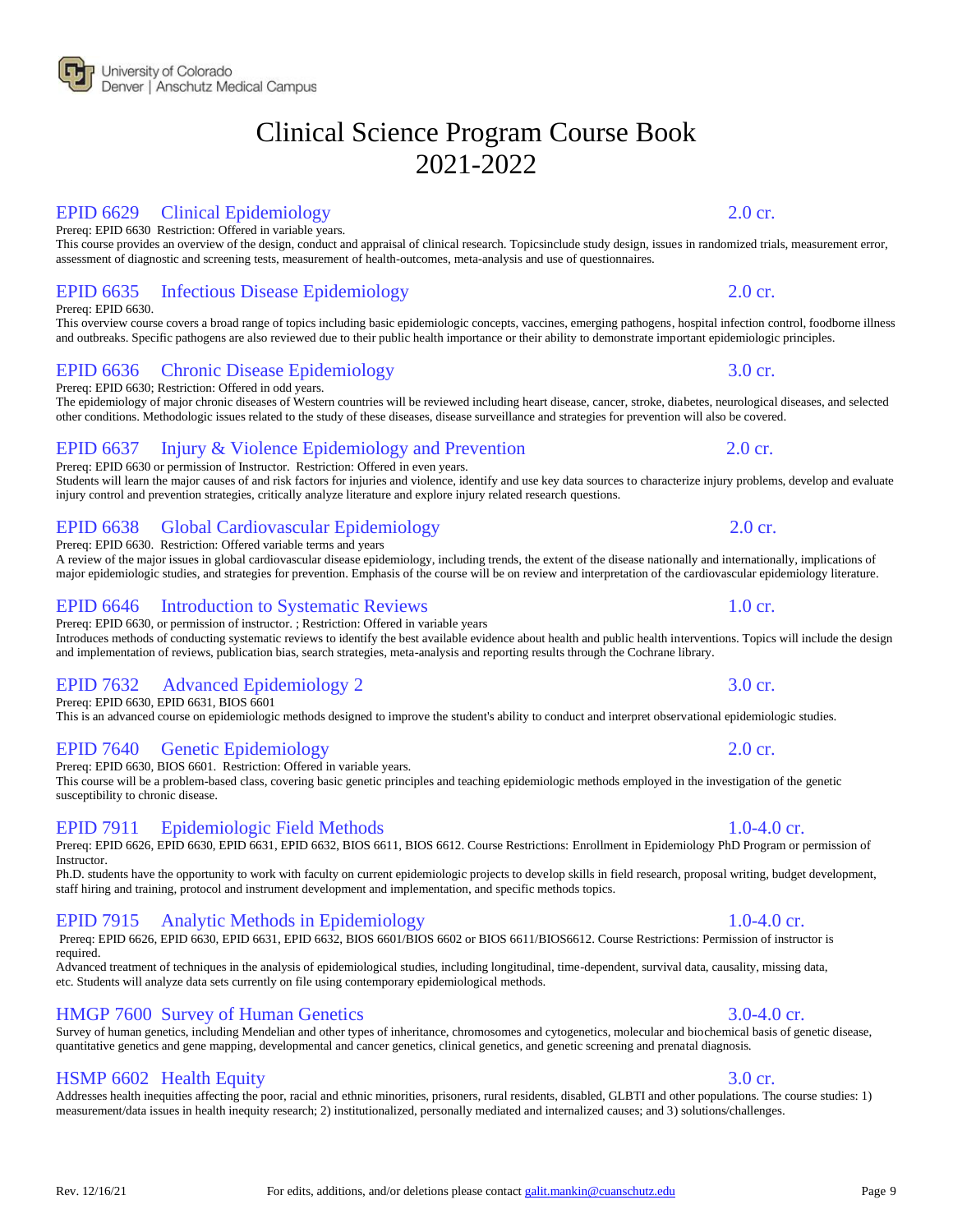# Clinical Science Program Course Book 2021-2022

## EPID 6629 Clinical Epidemiology 2.0 cr.

Prereq: EPID 6630 Restriction: Offered in variable years.
This course provides an overview of the design, conduct and appraisal of clinical research. Topicsinclude study design, issues in randomized trials, measurement error, assessment of diagnostic and screening tests, measurement of health-outcomes, meta-analysis and use of questionnaires.

## EPID 6635 Infectious Disease Epidemiology 2.0 cr.

Prereq: EPID 6630.
This overview course covers a broad range of topics including basic epidemiologic concepts, vaccines, emerging pathogens, hospital infection control, foodborne illness and outbreaks. Specific pathogens are also reviewed due to their public health importance or their ability to demonstrate important epidemiologic principles.

## EPID 6636 Chronic Disease Epidemiology 3.0 cr.

Prereq: EPID 6630; Restriction: Offered in odd years.
The epidemiology of major chronic diseases of Western countries will be reviewed including heart disease, cancer, stroke, diabetes, neurological diseases, and selected other conditions. Methodologic issues related to the study of these diseases, disease surveillance and strategies for prevention will also be covered.

## EPID 6637 Injury & Violence Epidemiology and Prevention 2.0 cr.

Prereq: EPID 6630 or permission of Instructor. Restriction: Offered in even years.
Students will learn the major causes of and risk factors for injuries and violence, identify and use key data sources to characterize injury problems, develop and evaluate injury control and prevention strategies, critically analyze literature and explore injury related research questions.

## EPID 6638 Global Cardiovascular Epidemiology 2.0 cr.

Prereq: EPID 6630. Restriction: Offered variable terms and years
A review of the major issues in global cardiovascular disease epidemiology, including trends, the extent of the disease nationally and internationally, implications of major epidemiologic studies, and strategies for prevention. Emphasis of the course will be on review and interpretation of the cardiovascular epidemiology literature.

## EPID 6646 Introduction to Systematic Reviews 1.0 cr.

Prereq: EPID 6630, or permission of instructor. ; Restriction: Offered in variable years
Introduces methods of conducting systematic reviews to identify the best available evidence about health and public health interventions. Topics will include the design and implementation of reviews, publication bias, search strategies, meta-analysis and reporting results through the Cochrane library.

## EPID 7632 Advanced Epidemiology 2 3.0 cr.

Prereq: EPID 6630, EPID 6631, BIOS 6601
This is an advanced course on epidemiologic methods designed to improve the student's ability to conduct and interpret observational epidemiologic studies.

## EPID 7640 Genetic Epidemiology 2.0 cr.

Prereq: EPID 6630, BIOS 6601. Restriction: Offered in variable years.
This course will be a problem-based class, covering basic genetic principles and teaching epidemiologic methods employed in the investigation of the genetic susceptibility to chronic disease.

## EPID 7911 Epidemiologic Field Methods 1.0-4.0 cr.

Prereq: EPID 6626, EPID 6630, EPID 6631, EPID 6632, BIOS 6611, BIOS 6612. Course Restrictions: Enrollment in Epidemiology PhD Program or permission of Instructor.
Ph.D. students have the opportunity to work with faculty on current epidemiologic projects to develop skills in field research, proposal writing, budget development, staff hiring and training, protocol and instrument development and implementation, and specific methods topics.

## EPID 7915 Analytic Methods in Epidemiology 1.0-4.0 cr.

Prereq: EPID 6626, EPID 6630, EPID 6631, EPID 6632, BIOS 6601/BIOS 6602 or BIOS 6611/BIOS6612. Course Restrictions: Permission of instructor is required.
Advanced treatment of techniques in the analysis of epidemiological studies, including longitudinal, time-dependent, survival data, causality, missing data, etc. Students will analyze data sets currently on file using contemporary epidemiological methods.

## HMGP 7600 Survey of Human Genetics 3.0-4.0 cr.

Survey of human genetics, including Mendelian and other types of inheritance, chromosomes and cytogenetics, molecular and biochemical basis of genetic disease, quantitative genetics and gene mapping, developmental and cancer genetics, clinical genetics, and genetic screening and prenatal diagnosis.

## HSMP 6602 Health Equity 3.0 cr.

Addresses health inequities affecting the poor, racial and ethnic minorities, prisoners, rural residents, disabled, GLBTI and other populations. The course studies: 1) measurement/data issues in health inequity research; 2) institutionalized, personally mediated and internalized causes; and 3) solutions/challenges.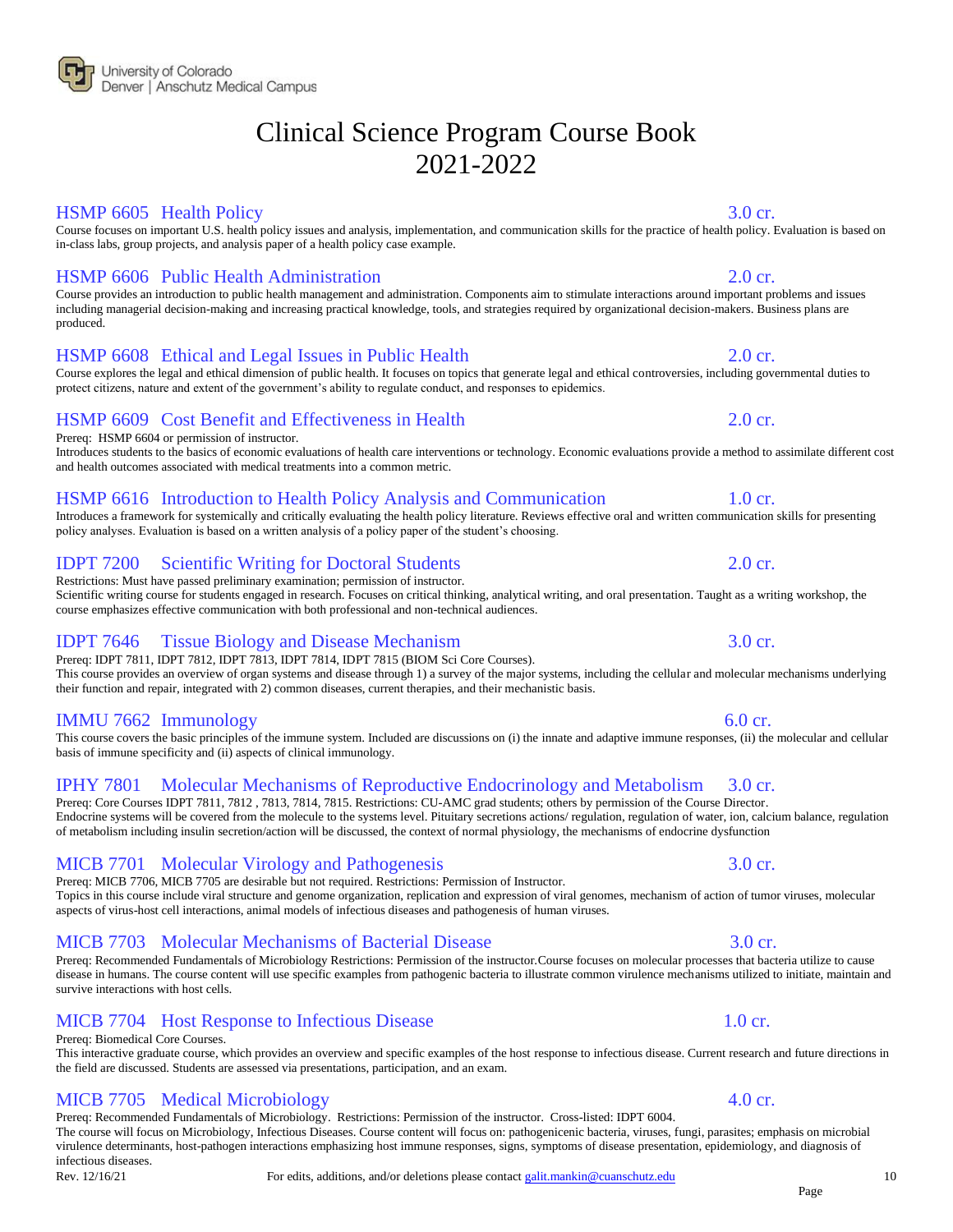# Clinical Science Program Course Book 2021-2022

### HSMP 6605 Health Policy — 3.0 cr.

Course focuses on important U.S. health policy issues and analysis, implementation, and communication skills for the practice of health policy. Evaluation is based on in-class labs, group projects, and analysis paper of a health policy case example.

### HSMP 6606 Public Health Administration — 2.0 cr.

Course provides an introduction to public health management and administration. Components aim to stimulate interactions around important problems and issues including managerial decision-making and increasing practical knowledge, tools, and strategies required by organizational decision-makers. Business plans are produced.

### HSMP 6608 Ethical and Legal Issues in Public Health — 2.0 cr.

Course explores the legal and ethical dimension of public health. It focuses on topics that generate legal and ethical controversies, including governmental duties to protect citizens, nature and extent of the government's ability to regulate conduct, and responses to epidemics.

### HSMP 6609 Cost Benefit and Effectiveness in Health — 2.0 cr.

Prereq: HSMP 6604 or permission of instructor.
Introduces students to the basics of economic evaluations of health care interventions or technology. Economic evaluations provide a method to assimilate different cost and health outcomes associated with medical treatments into a common metric.

### HSMP 6616 Introduction to Health Policy Analysis and Communication — 1.0 cr.

Introduces a framework for systemically and critically evaluating the health policy literature. Reviews effective oral and written communication skills for presenting policy analyses. Evaluation is based on a written analysis of a policy paper of the student's choosing.

### IDPT 7200 Scientific Writing for Doctoral Students — 2.0 cr.

Restrictions: Must have passed preliminary examination; permission of instructor.
Scientific writing course for students engaged in research. Focuses on critical thinking, analytical writing, and oral presentation. Taught as a writing workshop, the course emphasizes effective communication with both professional and non-technical audiences.

### IDPT 7646 Tissue Biology and Disease Mechanism — 3.0 cr.

Prereq: IDPT 7811, IDPT 7812, IDPT 7813, IDPT 7814, IDPT 7815 (BIOM Sci Core Courses).
This course provides an overview of organ systems and disease through 1) a survey of the major systems, including the cellular and molecular mechanisms underlying their function and repair, integrated with 2) common diseases, current therapies, and their mechanistic basis.

### IMMU 7662 Immunology — 6.0 cr.

This course covers the basic principles of the immune system. Included are discussions on (i) the innate and adaptive immune responses, (ii) the molecular and cellular basis of immune specificity and (ii) aspects of clinical immunology.

### IPHY 7801 Molecular Mechanisms of Reproductive Endocrinology and Metabolism — 3.0 cr.

Prereq: Core Courses IDPT 7811, 7812 , 7813, 7814, 7815. Restrictions: CU-AMC grad students; others by permission of the Course Director.
Endocrine systems will be covered from the molecule to the systems level. Pituitary secretions actions/ regulation, regulation of water, ion, calcium balance, regulation of metabolism including insulin secretion/action will be discussed, the context of normal physiology, the mechanisms of endocrine dysfunction

### MICB 7701 Molecular Virology and Pathogenesis — 3.0 cr.

Prereq: MICB 7706, MICB 7705 are desirable but not required. Restrictions: Permission of Instructor.
Topics in this course include viral structure and genome organization, replication and expression of viral genomes, mechanism of action of tumor viruses, molecular aspects of virus-host cell interactions, animal models of infectious diseases and pathogenesis of human viruses.

### MICB 7703 Molecular Mechanisms of Bacterial Disease — 3.0 cr.

Prereq: Recommended Fundamentals of Microbiology Restrictions: Permission of the instructor.Course focuses on molecular processes that bacteria utilize to cause disease in humans. The course content will use specific examples from pathogenic bacteria to illustrate common virulence mechanisms utilized to initiate, maintain and survive interactions with host cells.

### MICB 7704 Host Response to Infectious Disease — 1.0 cr.

Prereq: Biomedical Core Courses.
This interactive graduate course, which provides an overview and specific examples of the host response to infectious disease. Current research and future directions in the field are discussed. Students are assessed via presentations, participation, and an exam.

### MICB 7705 Medical Microbiology — 4.0 cr.

Prereq: Recommended Fundamentals of Microbiology. Restrictions: Permission of the instructor. Cross-listed: IDPT 6004.
The course will focus on Microbiology, Infectious Diseases. Course content will focus on: pathogenicenic bacteria, viruses, fungi, parasites; emphasis on microbial virulence determinants, host-pathogen interactions emphasizing host immune responses, signs, symptoms of disease presentation, epidemiology, and diagnosis of infectious diseases.

Rev. 12/16/21 For edits, additions, and/or deletions please contact galit.mankin@cuanschutz.edu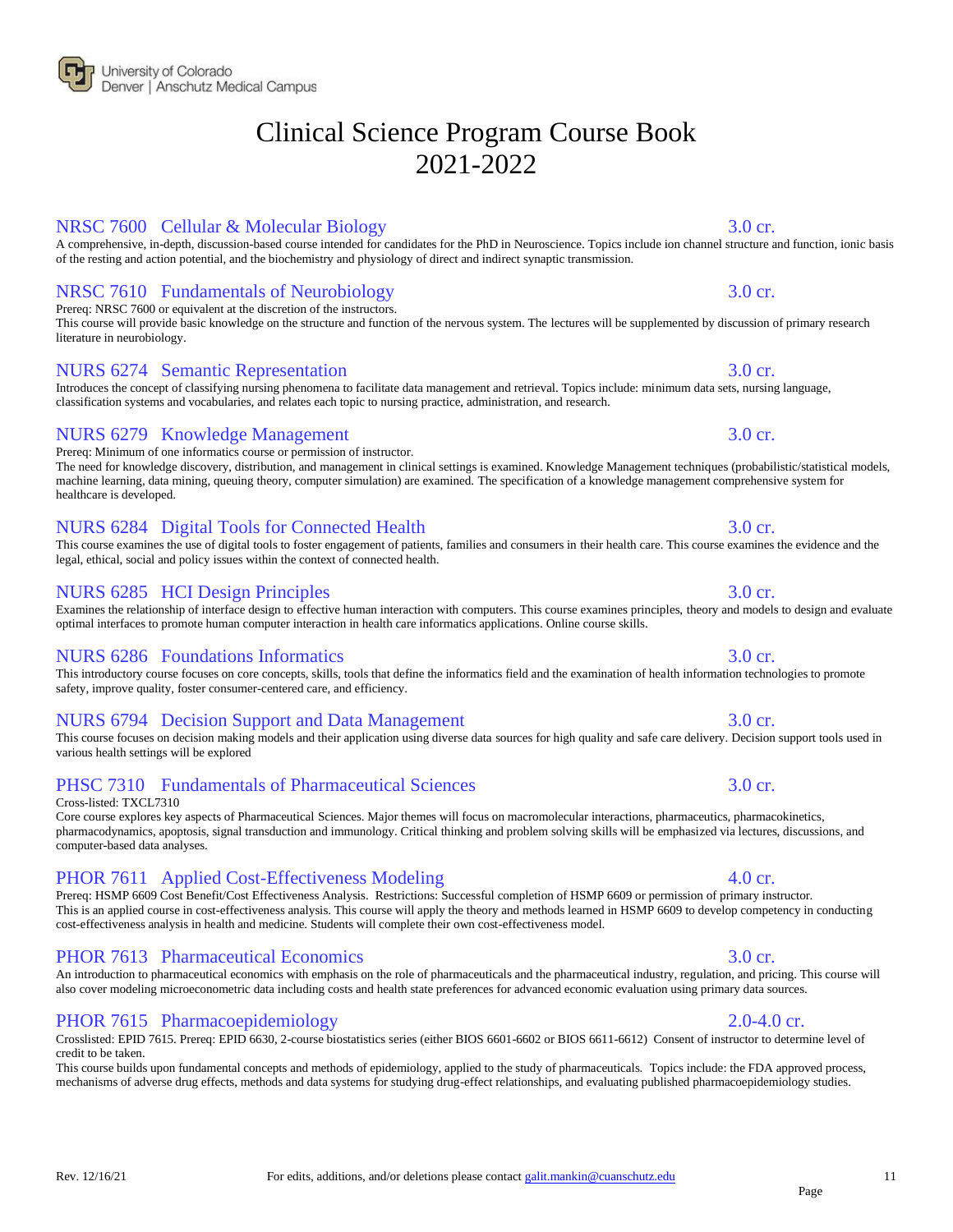# Clinical Science Program Course Book 2021-2022

### NRSC 7600 Cellular & Molecular Biology — 3.0 cr.

A comprehensive, in-depth, discussion-based course intended for candidates for the PhD in Neuroscience. Topics include ion channel structure and function, ionic basis of the resting and action potential, and the biochemistry and physiology of direct and indirect synaptic transmission.

### NRSC 7610 Fundamentals of Neurobiology — 3.0 cr.

Prereq: NRSC 7600 or equivalent at the discretion of the instructors.
This course will provide basic knowledge on the structure and function of the nervous system. The lectures will be supplemented by discussion of primary research literature in neurobiology.

### NURS 6274 Semantic Representation — 3.0 cr.

Introduces the concept of classifying nursing phenomena to facilitate data management and retrieval. Topics include: minimum data sets, nursing language, classification systems and vocabularies, and relates each topic to nursing practice, administration, and research.

### NURS 6279 Knowledge Management — 3.0 cr.

Prereq: Minimum of one informatics course or permission of instructor.
The need for knowledge discovery, distribution, and management in clinical settings is examined. Knowledge Management techniques (probabilistic/statistical models, machine learning, data mining, queuing theory, computer simulation) are examined. The specification of a knowledge management comprehensive system for healthcare is developed.

### NURS 6284 Digital Tools for Connected Health — 3.0 cr.

This course examines the use of digital tools to foster engagement of patients, families and consumers in their health care. This course examines the evidence and the legal, ethical, social and policy issues within the context of connected health.

### NURS 6285 HCI Design Principles — 3.0 cr.

Examines the relationship of interface design to effective human interaction with computers. This course examines principles, theory and models to design and evaluate optimal interfaces to promote human computer interaction in health care informatics applications. Online course skills.

### NURS 6286 Foundations Informatics — 3.0 cr.

This introductory course focuses on core concepts, skills, tools that define the informatics field and the examination of health information technologies to promote safety, improve quality, foster consumer-centered care, and efficiency.

### NURS 6794 Decision Support and Data Management — 3.0 cr.

This course focuses on decision making models and their application using diverse data sources for high quality and safe care delivery. Decision support tools used in various health settings will be explored

### PHSC 7310 Fundamentals of Pharmaceutical Sciences — 3.0 cr.

Cross-listed: TXCL7310
Core course explores key aspects of Pharmaceutical Sciences. Major themes will focus on macromolecular interactions, pharmaceutics, pharmacokinetics, pharmacodynamics, apoptosis, signal transduction and immunology. Critical thinking and problem solving skills will be emphasized via lectures, discussions, and computer-based data analyses.

### PHOR 7611 Applied Cost-Effectiveness Modeling — 4.0 cr.

Prereq: HSMP 6609 Cost Benefit/Cost Effectiveness Analysis. Restrictions: Successful completion of HSMP 6609 or permission of primary instructor.
This is an applied course in cost-effectiveness analysis. This course will apply the theory and methods learned in HSMP 6609 to develop competency in conducting cost-effectiveness analysis in health and medicine. Students will complete their own cost-effectiveness model.

### PHOR 7613 Pharmaceutical Economics — 3.0 cr.

An introduction to pharmaceutical economics with emphasis on the role of pharmaceuticals and the pharmaceutical industry, regulation, and pricing. This course will also cover modeling microeconometric data including costs and health state preferences for advanced economic evaluation using primary data sources.

### PHOR 7615 Pharmacoepidemiology — 2.0-4.0 cr.

Crosslisted: EPID 7615. Prereq: EPID 6630, 2-course biostatistics series (either BIOS 6601-6602 or BIOS 6611-6612) Consent of instructor to determine level of credit to be taken.
This course builds upon fundamental concepts and methods of epidemiology, applied to the study of pharmaceuticals. Topics include: the FDA approved process, mechanisms of adverse drug effects, methods and data systems for studying drug-effect relationships, and evaluating published pharmacoepidemiology studies.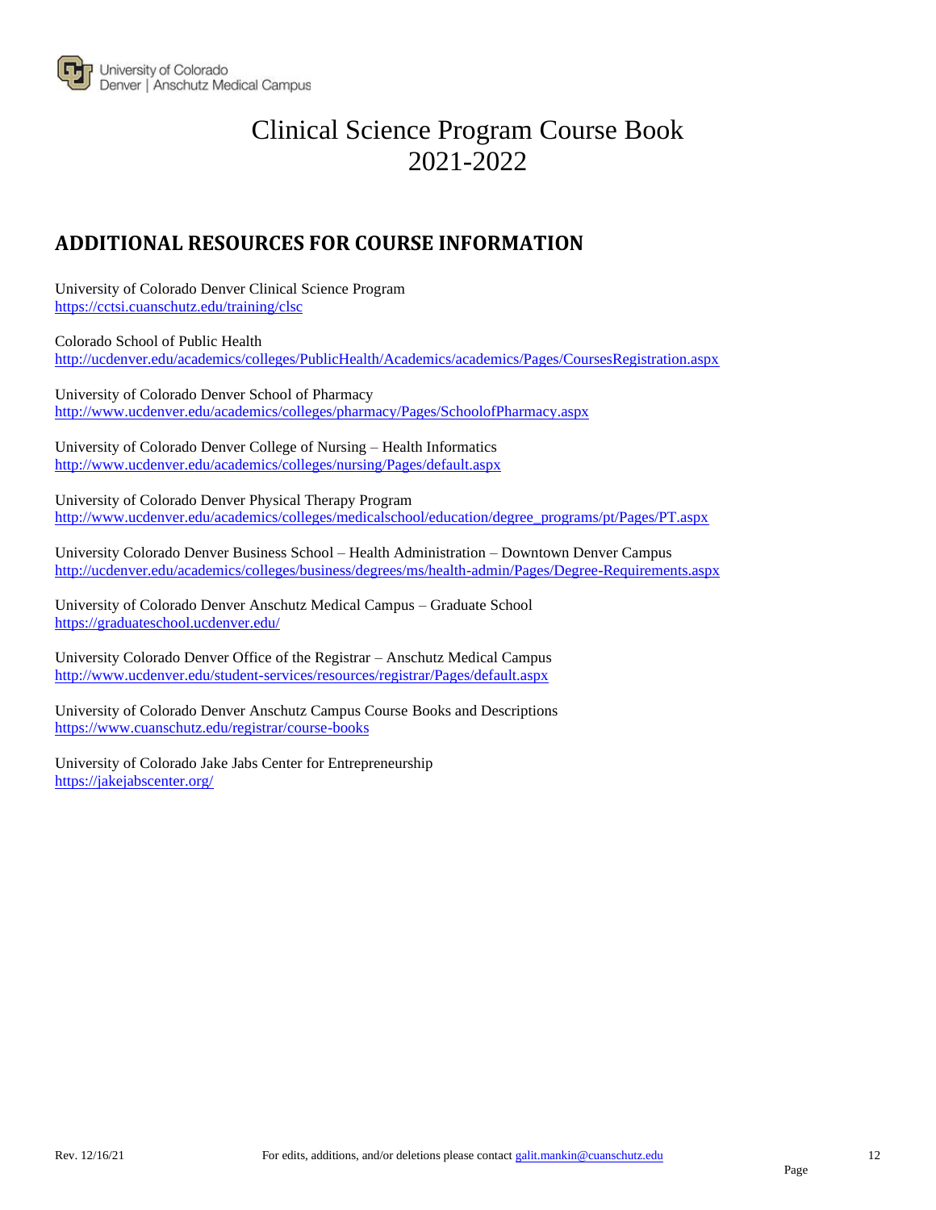# Clinical Science Program Course Book 2021-2022

## ADDITIONAL RESOURCES FOR COURSE INFORMATION

University of Colorado Denver Clinical Science Program
https://cctsi.cuanschutz.edu/training/clsc

Colorado School of Public Health
http://ucdenver.edu/academics/colleges/PublicHealth/Academics/academics/Pages/CoursesRegistration.aspx

University of Colorado Denver School of Pharmacy
http://www.ucdenver.edu/academics/colleges/pharmacy/Pages/SchoolofPharmacy.aspx

University of Colorado Denver College of Nursing – Health Informatics
http://www.ucdenver.edu/academics/colleges/nursing/Pages/default.aspx

University of Colorado Denver Physical Therapy Program
http://www.ucdenver.edu/academics/colleges/medicalschool/education/degree_programs/pt/Pages/PT.aspx

University Colorado Denver Business School – Health Administration – Downtown Denver Campus
http://ucdenver.edu/academics/colleges/business/degrees/ms/health-admin/Pages/Degree-Requirements.aspx

University of Colorado Denver Anschutz Medical Campus – Graduate School
https://graduateschool.ucdenver.edu/

University Colorado Denver Office of the Registrar – Anschutz Medical Campus
http://www.ucdenver.edu/student-services/resources/registrar/Pages/default.aspx

University of Colorado Denver Anschutz Campus Course Books and Descriptions
https://www.cuanschutz.edu/registrar/course-books

University of Colorado Jake Jabs Center for Entrepreneurship
https://jakejabscenter.org/